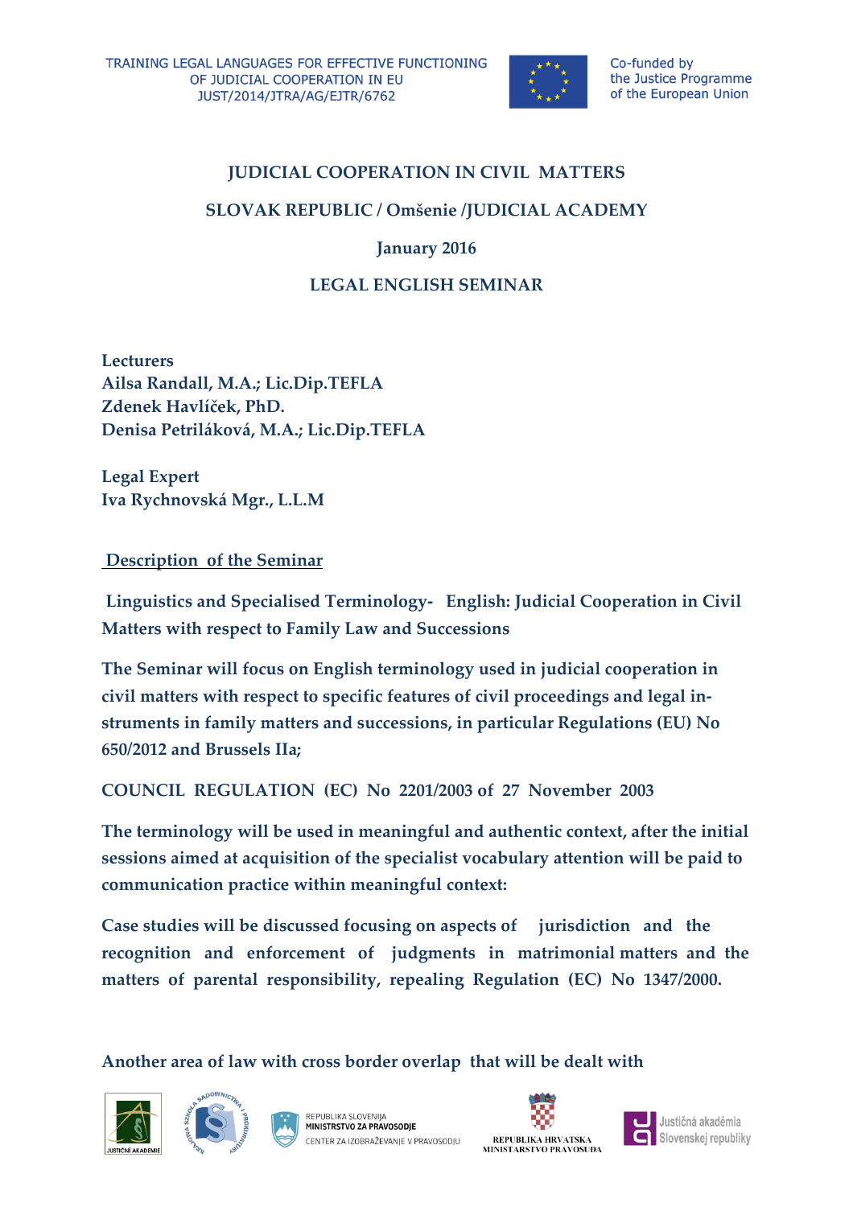TRAINING LEGAL LANGUAGES FOR EFFECTIVE FUNCTIONING OF JUDICIAL COOPERATION IN EU
JUST/2014/JTRA/AG/EJTR/6762

Co-funded by the Justice Programme of the European Union

## JUDICIAL COOPERATION IN CIVIL MATTERS

## SLOVAK REPUBLIC / Omšenie /JUDICIAL ACADEMY

## January 2016

## LEGAL ENGLISH SEMINAR

**Lecturers**
**Ailsa Randall, M.A.; Lic.Dip.TEFLA**
**Zdenek Havlíček, PhD.**
**Denisa Petriláková, M.A.; Lic.Dip.TEFLA**

**Legal Expert**
**Iva Rychnovská Mgr., L.L.M**

**<u>Description of the Seminar</u>**

**Linguistics and Specialised Terminology- English: Judicial Cooperation in Civil Matters with respect to Family Law and Successions**

**The Seminar will focus on English terminology used in judicial cooperation in civil matters with respect to specific features of civil proceedings and legal instruments in family matters and successions, in particular Regulations (EU) No 650/2012 and Brussels IIa;**

**COUNCIL REGULATION (EC) No 2201/2003 of 27 November 2003**

**The terminology will be used in meaningful and authentic context, after the initial sessions aimed at acquisition of the specialist vocabulary attention will be paid to communication practice within meaningful context:**

**Case studies will be discussed focusing on aspects of jurisdiction and the recognition and enforcement of judgments in matrimonial matters and the matters of parental responsibility, repealing Regulation (EC) No 1347/2000.**

**Another area of law with cross border overlap that will be dealt with**

JUSTIČNÍ AKADEMIE

REPUBLIKA SLOVENIJA
MINISTRSTVO ZA PRAVOSODJE
CENTER ZA IZOBRAŽEVANJE V PRAVOSODJU

REPUBLIKA HRVATSKA
MINISTARSTVO PRAVOSUDA

Justičná akadémia Slovenskej republiky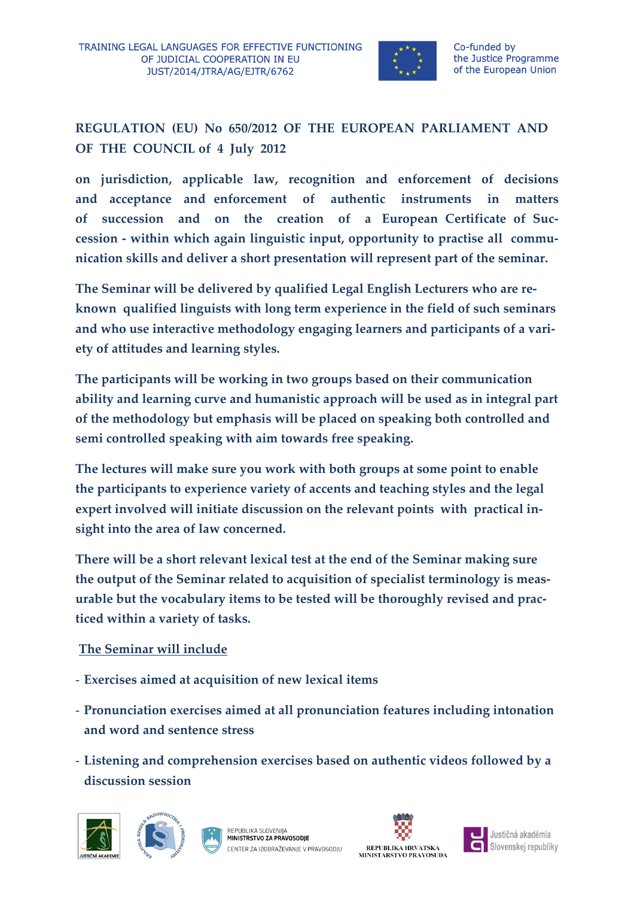**REGULATION (EU) No 650/2012 OF THE EUROPEAN PARLIAMENT AND OF THE COUNCIL of 4 July 2012**

**on jurisdiction, applicable law, recognition and enforcement of decisions and acceptance and enforcement of authentic instruments in matters of succession and on the creation of a European Certificate of Succession - within which again linguistic input, opportunity to practise all communication skills and deliver a short presentation will represent part of the seminar.**

**The Seminar will be delivered by qualified Legal English Lecturers who are reknown qualified linguists with long term experience in the field of such seminars and who use interactive methodology engaging learners and participants of a variety of attitudes and learning styles.**

**The participants will be working in two groups based on their communication ability and learning curve and humanistic approach will be used as in integral part of the methodology but emphasis will be placed on speaking both controlled and semi controlled speaking with aim towards free speaking.**

**The lectures will make sure you work with both groups at some point to enable the participants to experience variety of accents and teaching styles and the legal expert involved will initiate discussion on the relevant points with practical insight into the area of law concerned.**

**There will be a short relevant lexical test at the end of the Seminar making sure the output of the Seminar related to acquisition of specialist terminology is measurable but the vocabulary items to be tested will be thoroughly revised and practiced within a variety of tasks.**

**<u>The Seminar will include</u>**

- **Exercises aimed at acquisition of new lexical items**
- **Pronunciation exercises aimed at all pronunciation features including intonation and word and sentence stress**
- **Listening and comprehension exercises based on authentic videos followed by a discussion session**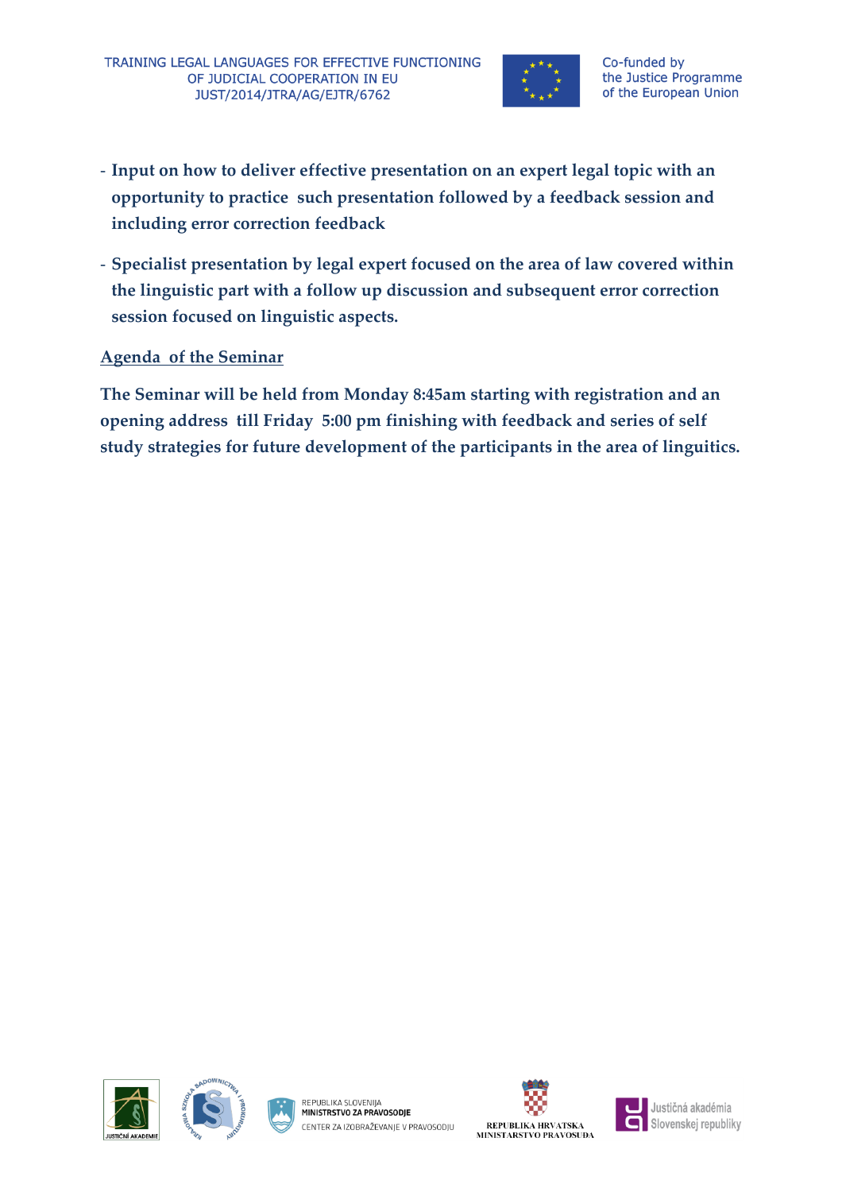- **Input on how to deliver effective presentation on an expert legal topic with an opportunity to practice such presentation followed by a feedback session and including error correction feedback**
- **Specialist presentation by legal expert focused on the area of law covered within the linguistic part with a follow up discussion and subsequent error correction session focused on linguistic aspects.**

**Agenda of the Seminar**

**The Seminar will be held from Monday 8:45am starting with registration and an opening address till Friday 5:00 pm finishing with feedback and series of self study strategies for future development of the participants in the area of linguitics.**